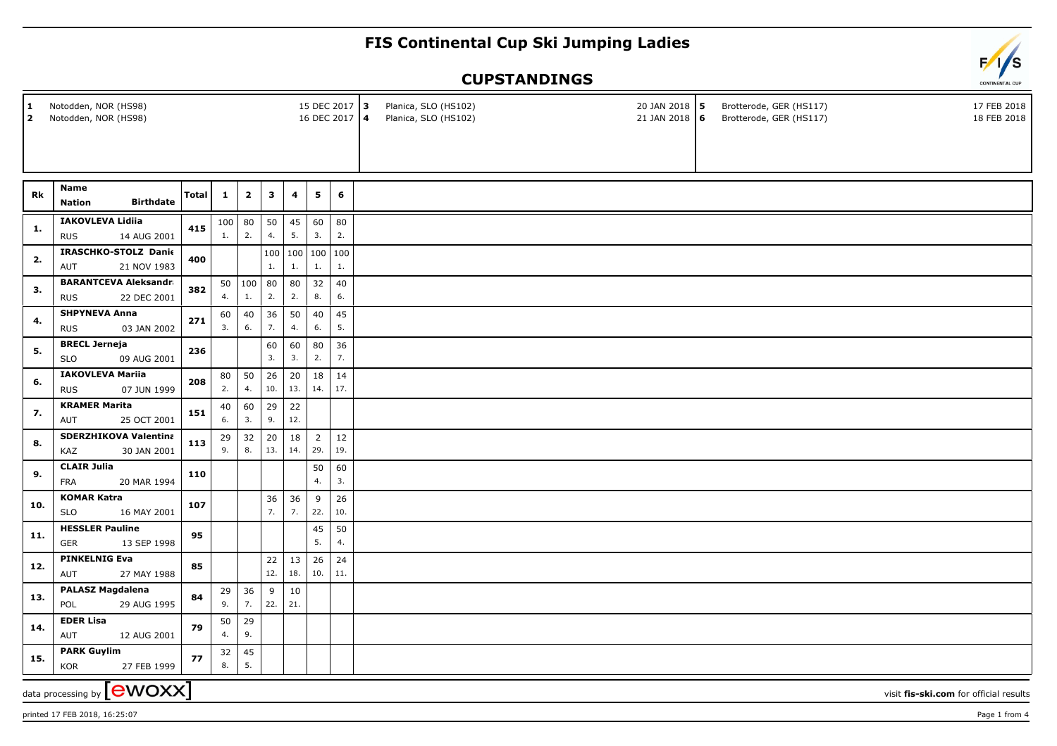# FIS Continental Cup Ski Jumping Ladies

## CUPSTANDINGS

| # | Venue | Date |
|---|---|---|
| 1 | Notodden, NOR (HS98) | 15 DEC 2017 |
| 2 | Notodden, NOR (HS98) | 16 DEC 2017 |
| 3 | Planica, SLO (HS102) | 20 JAN 2018 |
| 4 | Planica, SLO (HS102) | 21 JAN 2018 |
| 5 | Brotterode, GER (HS117) | 17 FEB 2018 |
| 6 | Brotterode, GER (HS117) | 18 FEB 2018 |

| Rk | Name / Nation | Birthdate | Total | 1 | 2 | 3 | 4 | 5 | 6 |
|---|---|---|---|---|---|---|---|---|---|
| 1. | IAKOVLEVA Lidiia / RUS | 14 AUG 2001 | 415 | 100 (1.) | 80 (2.) | 50 (4.) | 45 (5.) | 60 (3.) | 80 (2.) |
| 2. | IRASCHKO-STOLZ Danie / AUT | 21 NOV 1983 | 400 | | | 100 (1.) | 100 (1.) | 100 (1.) | 100 (1.) |
| 3. | BARANTCEVA Aleksandr / RUS | 22 DEC 2001 | 382 | 50 (4.) | 100 (1.) | 80 (2.) | 80 (2.) | 32 (8.) | 40 (6.) |
| 4. | SHPYNEVA Anna / RUS | 03 JAN 2002 | 271 | 60 (3.) | 40 (6.) | 36 (7.) | 50 (4.) | 40 (6.) | 45 (5.) |
| 5. | BRECL Jerneja / SLO | 09 AUG 2001 | 236 | | | 60 (3.) | 60 (3.) | 80 (2.) | 36 (7.) |
| 6. | IAKOVLEVA Mariia / RUS | 07 JUN 1999 | 208 | 80 (2.) | 50 (4.) | 26 (10.) | 20 (13.) | 18 (14.) | 14 (17.) |
| 7. | KRAMER Marita / AUT | 25 OCT 2001 | 151 | 40 (6.) | 60 (3.) | 29 (9.) | 22 (12.) | | |
| 8. | SDERZHIKOVA Valentina / KAZ | 30 JAN 2001 | 113 | 29 (9.) | 32 (8.) | 20 (13.) | 18 (14.) | 2 (29.) | 12 (19.) |
| 9. | CLAIR Julia / FRA | 20 MAR 1994 | 110 | | | | | 50 (4.) | 60 (3.) |
| 10. | KOMAR Katra / SLO | 16 MAY 2001 | 107 | | | 36 (7.) | 36 (7.) | 9 (22.) | 26 (10.) |
| 11. | HESSLER Pauline / GER | 13 SEP 1998 | 95 | | | | | 45 (5.) | 50 (4.) |
| 12. | PINKELNIG Eva / AUT | 27 MAY 1988 | 85 | | | 22 (12.) | 13 (18.) | 26 (10.) | 24 (11.) |
| 13. | PALASZ Magdalena / POL | 29 AUG 1995 | 84 | 29 (9.) | 36 (7.) | 9 (22.) | 10 (21.) | | |
| 14. | EDER Lisa / AUT | 12 AUG 2001 | 79 | 50 (4.) | 29 (9.) | | | | |
| 15. | PARK Guylim / KOR | 27 FEB 1999 | 77 | 32 (8.) | 45 (5.) | | | | |

data processing by ewoxx — visit fis-ski.com for official results

printed 17 FEB 2018, 16:25:07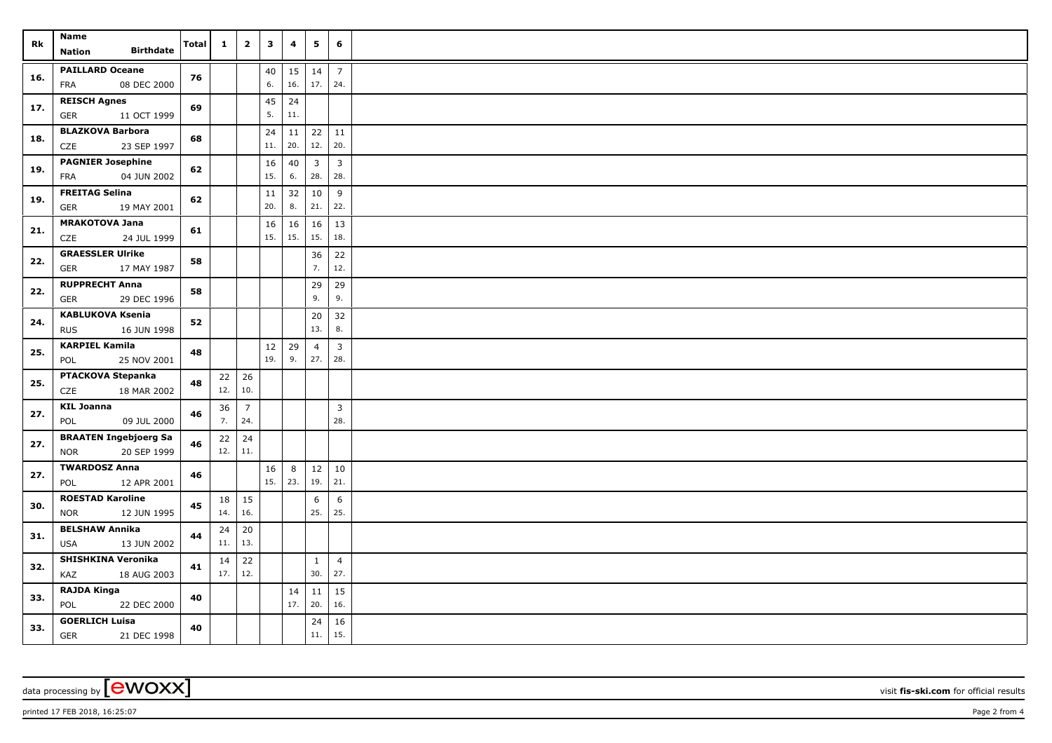| Rk | Name<br>Nation Birthdate | Total | 1 | 2 | 3 | 4 | 5 | 6 |
|---|---|---|---|---|---|---|---|---|
| 16. | **PAILLARD Oceane**<br>FRA 08 DEC 2000 | 76 | | | 40<br>6. | 15<br>16. | 14<br>17. | 7<br>24. |
| 17. | **REISCH Agnes**<br>GER 11 OCT 1999 | 69 | | | 45<br>5. | 24<br>11. | | |
| 18. | **BLAZKOVA Barbora**<br>CZE 23 SEP 1997 | 68 | | | 24<br>11. | 11<br>20. | 22<br>12. | 11<br>20. |
| 19. | **PAGNIER Josephine**<br>FRA 04 JUN 2002 | 62 | | | 16<br>15. | 40<br>6. | 3<br>28. | 3<br>28. |
| 19. | **FREITAG Selina**<br>GER 19 MAY 2001 | 62 | | | 11<br>20. | 32<br>8. | 10<br>21. | 9<br>22. |
| 21. | **MRAKOTOVA Jana**<br>CZE 24 JUL 1999 | 61 | | | 16<br>15. | 16<br>15. | 16<br>15. | 13<br>18. |
| 22. | **GRAESSLER Ulrike**<br>GER 17 MAY 1987 | 58 | | | | | 36<br>7. | 22<br>12. |
| 22. | **RUPPRECHT Anna**<br>GER 29 DEC 1996 | 58 | | | | | 29<br>9. | 29<br>9. |
| 24. | **KABLUKOVA Ksenia**<br>RUS 16 JUN 1998 | 52 | | | | | 20<br>13. | 32<br>8. |
| 25. | **KARPIEL Kamila**<br>POL 25 NOV 2001 | 48 | | | 12<br>19. | 29<br>9. | 4<br>27. | 3<br>28. |
| 25. | **PTACKOVA Stepanka**<br>CZE 18 MAR 2002 | 48 | 22<br>12. | 26<br>10. | | | | |
| 27. | **KIL Joanna**<br>POL 09 JUL 2000 | 46 | 36<br>7. | 7<br>24. | | | | 3<br>28. |
| 27. | **BRAATEN Ingebjoerg Sa**<br>NOR 20 SEP 1999 | 46 | 22<br>12. | 24<br>11. | | | | |
| 27. | **TWARDOSZ Anna**<br>POL 12 APR 2001 | 46 | | | 16<br>15. | 8<br>23. | 12<br>19. | 10<br>21. |
| 30. | **ROESTAD Karoline**<br>NOR 12 JUN 1995 | 45 | 18<br>14. | 15<br>16. | | | 6<br>25. | 6<br>25. |
| 31. | **BELSHAW Annika**<br>USA 13 JUN 2002 | 44 | 24<br>11. | 20<br>13. | | | | |
| 32. | **SHISHKINA Veronika**<br>KAZ 18 AUG 2003 | 41 | 14<br>17. | 22<br>12. | | | 1<br>30. | 4<br>27. |
| 33. | **RAJDA Kinga**<br>POL 22 DEC 2000 | 40 | | | | 14<br>17. | 11<br>20. | 15<br>16. |
| 33. | **GOERLICH Luisa**<br>GER 21 DEC 1998 | 40 | | | | | 24<br>11. | 16<br>15. |

data processing by [ewoxx] visit **fis-ski.com** for official results

printed 17 FEB 2018, 16:25:07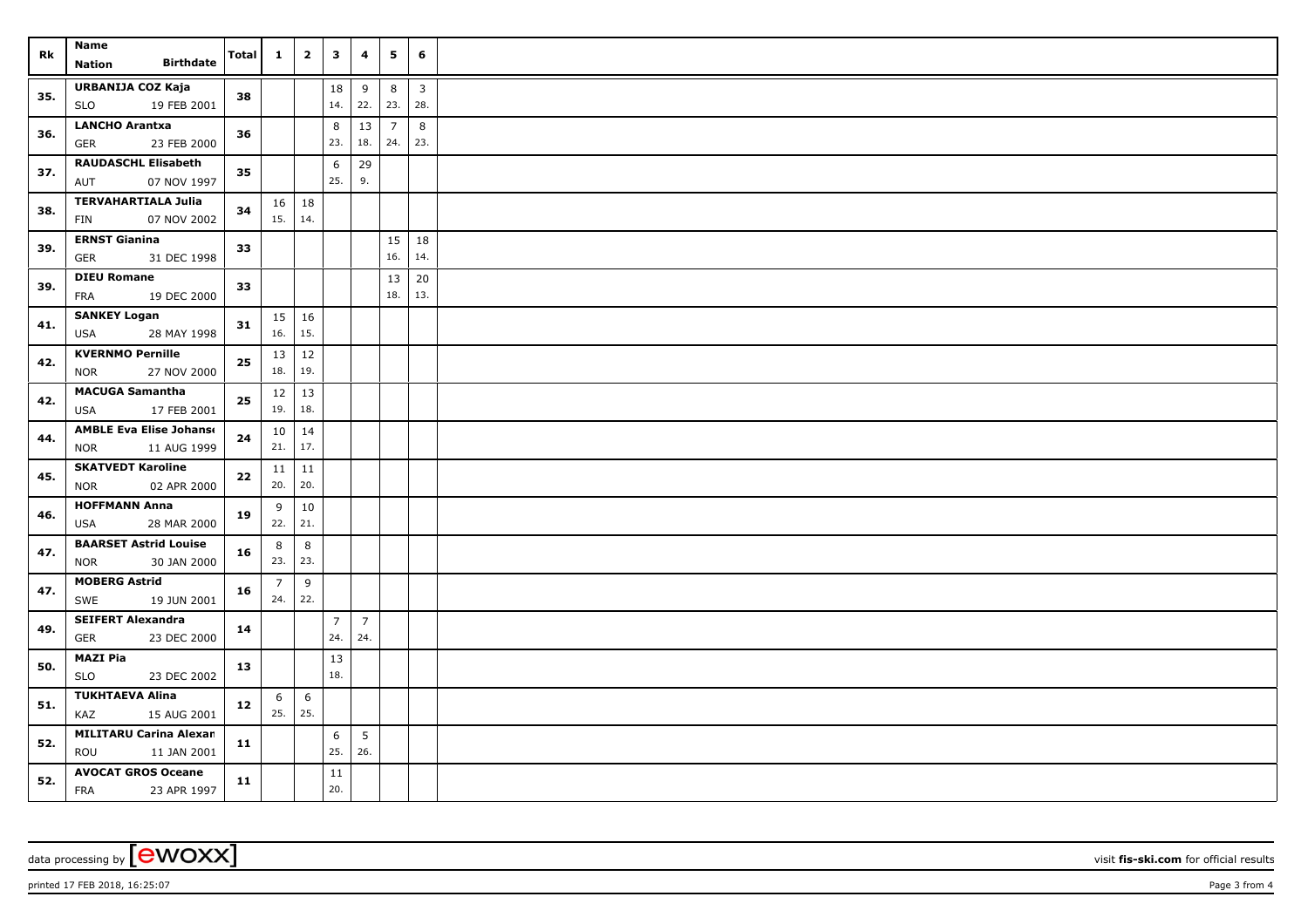| Rk | Name<br>Nation Birthdate | Total | 1 | 2 | 3 | 4 | 5 | 6 |
|---|---|---|---|---|---|---|---|---|
| 35. | **URBANIJA COZ Kaja**<br>SLO 19 FEB 2001 | 38 | | | 18<br>14. | 9<br>22. | 8<br>23. | 3<br>28. |
| 36. | **LANCHO Arantxa**<br>GER 23 FEB 2000 | 36 | | | 8<br>23. | 13<br>18. | 7<br>24. | 8<br>23. |
| 37. | **RAUDASCHL Elisabeth**<br>AUT 07 NOV 1997 | 35 | | | 6<br>25. | 29<br>9. | | |
| 38. | **TERVAHARTIALA Julia**<br>FIN 07 NOV 2002 | 34 | 16<br>15. | 18<br>14. | | | | |
| 39. | **ERNST Gianina**<br>GER 31 DEC 1998 | 33 | | | | | 15<br>16. | 18<br>14. |
| 39. | **DIEU Romane**<br>FRA 19 DEC 2000 | 33 | | | | | 13<br>18. | 20<br>13. |
| 41. | **SANKEY Logan**<br>USA 28 MAY 1998 | 31 | 15<br>16. | 16<br>15. | | | | |
| 42. | **KVERNMO Pernille**<br>NOR 27 NOV 2000 | 25 | 13<br>18. | 12<br>19. | | | | |
| 42. | **MACUGA Samantha**<br>USA 17 FEB 2001 | 25 | 12<br>19. | 13<br>18. | | | | |
| 44. | **AMBLE Eva Elise Johans**<br>NOR 11 AUG 1999 | 24 | 10<br>21. | 14<br>17. | | | | |
| 45. | **SKATVEDT Karoline**<br>NOR 02 APR 2000 | 22 | 11<br>20. | 11<br>20. | | | | |
| 46. | **HOFFMANN Anna**<br>USA 28 MAR 2000 | 19 | 9<br>22. | 10<br>21. | | | | |
| 47. | **BAARSET Astrid Louise**<br>NOR 30 JAN 2000 | 16 | 8<br>23. | 8<br>23. | | | | |
| 47. | **MOBERG Astrid**<br>SWE 19 JUN 2001 | 16 | 7<br>24. | 9<br>22. | | | | |
| 49. | **SEIFERT Alexandra**<br>GER 23 DEC 2000 | 14 | | | 7<br>24. | 7<br>24. | | |
| 50. | **MAZI Pia**<br>SLO 23 DEC 2002 | 13 | | | 13<br>18. | | | |
| 51. | **TUKHTAEVA Alina**<br>KAZ 15 AUG 2001 | 12 | 6<br>25. | 6<br>25. | | | | |
| 52. | **MILITARU Carina Alexan**<br>ROU 11 JAN 2001 | 11 | | | 6<br>25. | 5<br>26. | | |
| 52. | **AVOCAT GROS Oceane**<br>FRA 23 APR 1997 | 11 | | | 11<br>20. | | | |

data processing by [ewoxx] visit **fis-ski.com** for official results

printed 17 FEB 2018, 16:25:07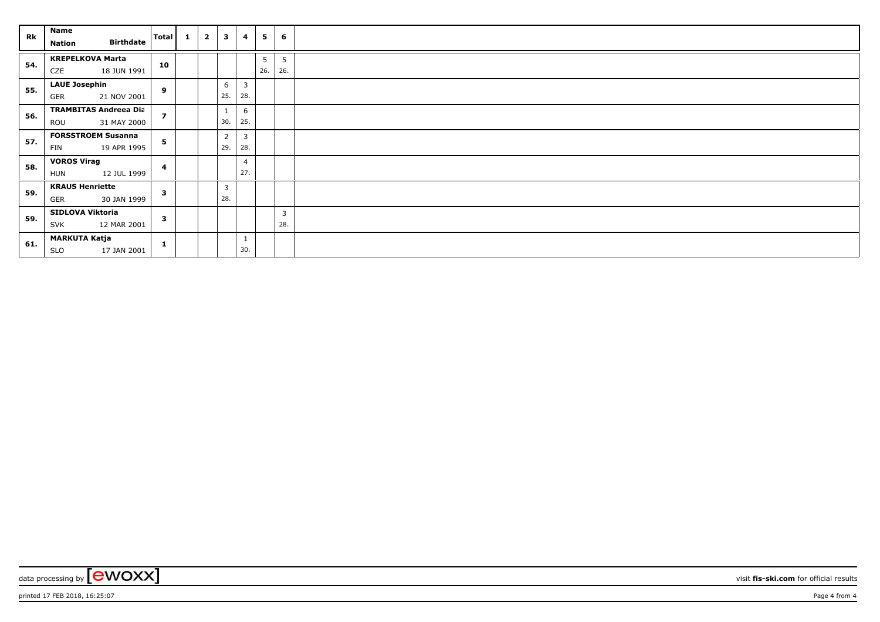| Rk | Name<br>Nation Birthdate | Total | 1 | 2 | 3 | 4 | 5 | 6 |
|---|---|---|---|---|---|---|---|---|
| 54. | **KREPELKOVA Marta**<br>CZE 18 JUN 1991 | **10** | | | | | 5<br>26. | 5<br>26. |
| 55. | **LAUE Josephin**<br>GER 21 NOV 2001 | **9** | | | 6<br>25. | 3<br>28. | | |
| 56. | **TRAMBITAS Andreea Dia**<br>ROU 31 MAY 2000 | **7** | | | 1<br>30. | 6<br>25. | | |
| 57. | **FORSSTROEM Susanna**<br>FIN 19 APR 1995 | **5** | | | 2<br>29. | 3<br>28. | | |
| 58. | **VOROS Virag**<br>HUN 12 JUL 1999 | **4** | | | | 4<br>27. | | |
| 59. | **KRAUS Henriette**<br>GER 30 JAN 1999 | **3** | | | 3<br>28. | | | |
| 59. | **SIDLOVA Viktoria**<br>SVK 12 MAR 2001 | **3** | | | | | | 3<br>28. |
| 61. | **MARKUTA Katja**<br>SLO 17 JAN 2001 | **1** | | | | 1<br>30. | | |

data processing by [ewoxx]

visit **fis-ski.com** for official results

printed 17 FEB 2018, 16:25:07